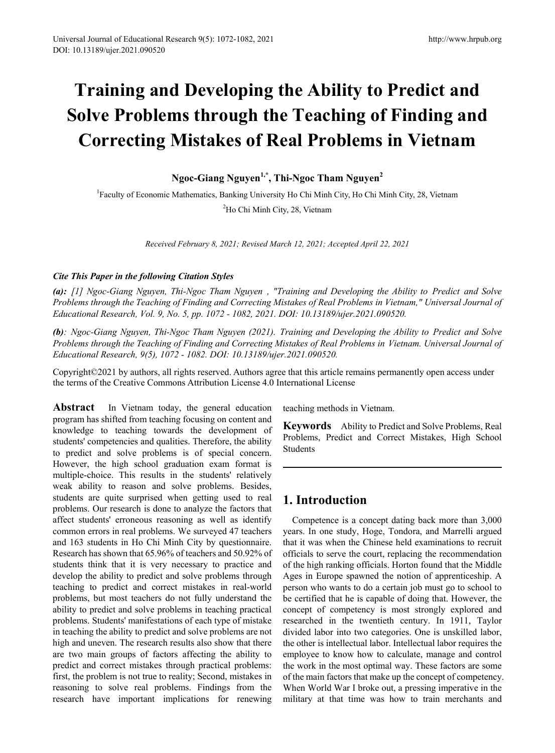# Training and Developing the Ability to Predict and Solve Problems through the Teaching of Finding and Correcting Mistakes of Real Problems in Vietnam

**Ngoc-Giang Nguyen[1,*], Thi-Ngoc Tham Nguyen[2]**

[1]Faculty of Economic Mathematics, Banking University Ho Chi Minh City, Ho Chi Minh City, 28, Vietnam

[2]Ho Chi Minh City, 28, Vietnam

*Received February 8, 2021; Revised March 12, 2021; Accepted April 22, 2021*

***Cite This Paper in the following Citation Styles***

***(a):*** *[1] Ngoc-Giang Nguyen, Thi-Ngoc Tham Nguyen , "Training and Developing the Ability to Predict and Solve Problems through the Teaching of Finding and Correcting Mistakes of Real Problems in Vietnam," Universal Journal of Educational Research, Vol. 9, No. 5, pp. 1072 - 1082, 2021. DOI: 10.13189/ujer.2021.090520.*

***(b)****: Ngoc-Giang Nguyen, Thi-Ngoc Tham Nguyen (2021). Training and Developing the Ability to Predict and Solve Problems through the Teaching of Finding and Correcting Mistakes of Real Problems in Vietnam. Universal Journal of Educational Research, 9(5), 1072 - 1082. DOI: 10.13189/ujer.2021.090520.*

Copyright©2021 by authors, all rights reserved. Authors agree that this article remains permanently open access under the terms of the Creative Commons Attribution License 4.0 International License

**Abstract** In Vietnam today, the general education program has shifted from teaching focusing on content and knowledge to teaching towards the development of students' competencies and qualities. Therefore, the ability to predict and solve problems is of special concern. However, the high school graduation exam format is multiple-choice. This results in the students' relatively weak ability to reason and solve problems. Besides, students are quite surprised when getting used to real problems. Our research is done to analyze the factors that affect students' erroneous reasoning as well as identify common errors in real problems. We surveyed 47 teachers and 163 students in Ho Chi Minh City by questionnaire. Research has shown that 65.96% of teachers and 50.92% of students think that it is very necessary to practice and develop the ability to predict and solve problems through teaching to predict and correct mistakes in real-world problems, but most teachers do not fully understand the ability to predict and solve problems in teaching practical problems. Students' manifestations of each type of mistake in teaching the ability to predict and solve problems are not high and uneven. The research results also show that there are two main groups of factors affecting the ability to predict and correct mistakes through practical problems: first, the problem is not true to reality; Second, mistakes in reasoning to solve real problems. Findings from the research have important implications for renewing teaching methods in Vietnam.

**Keywords** Ability to Predict and Solve Problems, Real Problems, Predict and Correct Mistakes, High School Students

## 1. Introduction

Competence is a concept dating back more than 3,000 years. In one study, Hoge, Tondora, and Marrelli argued that it was when the Chinese held examinations to recruit officials to serve the court, replacing the recommendation of the high ranking officials. Horton found that the Middle Ages in Europe spawned the notion of apprenticeship. A person who wants to do a certain job must go to school to be certified that he is capable of doing that. However, the concept of competency is most strongly explored and researched in the twentieth century. In 1911, Taylor divided labor into two categories. One is unskilled labor, the other is intellectual labor. Intellectual labor requires the employee to know how to calculate, manage and control the work in the most optimal way. These factors are some of the main factors that make up the concept of competency. When World War I broke out, a pressing imperative in the military at that time was how to train merchants and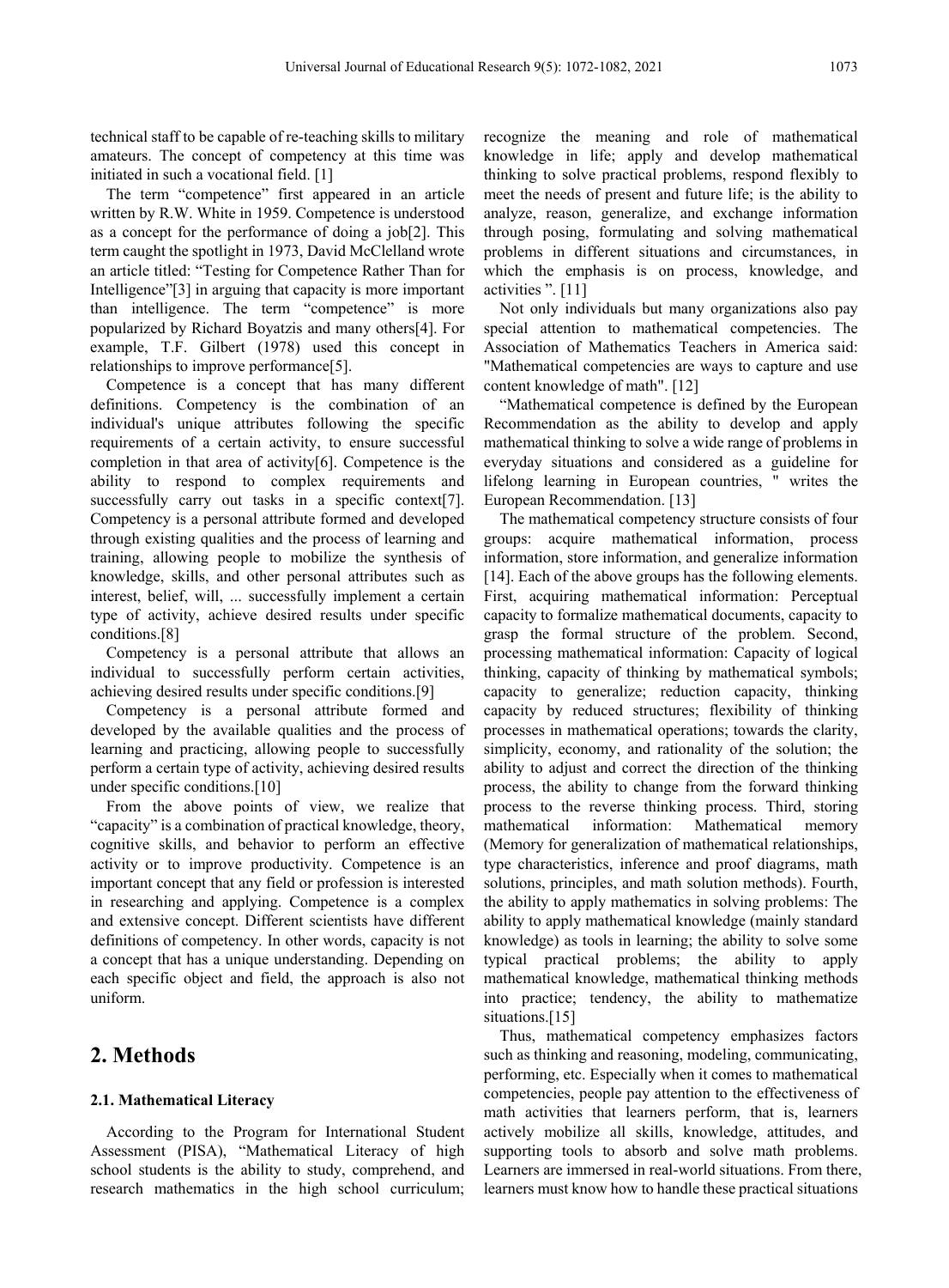technical staff to be capable of re-teaching skills to military amateurs. The concept of competency at this time was initiated in such a vocational field. [1]

The term "competence" first appeared in an article written by R.W. White in 1959. Competence is understood as a concept for the performance of doing a job[2]. This term caught the spotlight in 1973, David McClelland wrote an article titled: "Testing for Competence Rather Than for Intelligence"[3] in arguing that capacity is more important than intelligence. The term "competence" is more popularized by Richard Boyatzis and many others[4]. For example, T.F. Gilbert (1978) used this concept in relationships to improve performance[5].

Competence is a concept that has many different definitions. Competency is the combination of an individual's unique attributes following the specific requirements of a certain activity, to ensure successful completion in that area of activity[6]. Competence is the ability to respond to complex requirements and successfully carry out tasks in a specific context[7]. Competency is a personal attribute formed and developed through existing qualities and the process of learning and training, allowing people to mobilize the synthesis of knowledge, skills, and other personal attributes such as interest, belief, will, ... successfully implement a certain type of activity, achieve desired results under specific conditions.[8]

Competency is a personal attribute that allows an individual to successfully perform certain activities, achieving desired results under specific conditions.[9]

Competency is a personal attribute formed and developed by the available qualities and the process of learning and practicing, allowing people to successfully perform a certain type of activity, achieving desired results under specific conditions.[10]

From the above points of view, we realize that "capacity" is a combination of practical knowledge, theory, cognitive skills, and behavior to perform an effective activity or to improve productivity. Competence is an important concept that any field or profession is interested in researching and applying. Competence is a complex and extensive concept. Different scientists have different definitions of competency. In other words, capacity is not a concept that has a unique understanding. Depending on each specific object and field, the approach is also not uniform.

## 2. Methods

### 2.1. Mathematical Literacy

According to the Program for International Student Assessment (PISA), "Mathematical Literacy of high school students is the ability to study, comprehend, and research mathematics in the high school curriculum; recognize the meaning and role of mathematical knowledge in life; apply and develop mathematical thinking to solve practical problems, respond flexibly to meet the needs of present and future life; is the ability to analyze, reason, generalize, and exchange information through posing, formulating and solving mathematical problems in different situations and circumstances, in which the emphasis is on process, knowledge, and activities ". [11]

Not only individuals but many organizations also pay special attention to mathematical competencies. The Association of Mathematics Teachers in America said: "Mathematical competencies are ways to capture and use content knowledge of math". [12]

"Mathematical competence is defined by the European Recommendation as the ability to develop and apply mathematical thinking to solve a wide range of problems in everyday situations and considered as a guideline for lifelong learning in European countries, " writes the European Recommendation. [13]

The mathematical competency structure consists of four groups: acquire mathematical information, process information, store information, and generalize information [14]. Each of the above groups has the following elements. First, acquiring mathematical information: Perceptual capacity to formalize mathematical documents, capacity to grasp the formal structure of the problem. Second, processing mathematical information: Capacity of logical thinking, capacity of thinking by mathematical symbols; capacity to generalize; reduction capacity, thinking capacity by reduced structures; flexibility of thinking processes in mathematical operations; towards the clarity, simplicity, economy, and rationality of the solution; the ability to adjust and correct the direction of the thinking process, the ability to change from the forward thinking process to the reverse thinking process. Third, storing mathematical information: Mathematical memory (Memory for generalization of mathematical relationships, type characteristics, inference and proof diagrams, math solutions, principles, and math solution methods). Fourth, the ability to apply mathematics in solving problems: The ability to apply mathematical knowledge (mainly standard knowledge) as tools in learning; the ability to solve some typical practical problems; the ability to apply mathematical knowledge, mathematical thinking methods into practice; tendency, the ability to mathematize situations.[15]

Thus, mathematical competency emphasizes factors such as thinking and reasoning, modeling, communicating, performing, etc. Especially when it comes to mathematical competencies, people pay attention to the effectiveness of math activities that learners perform, that is, learners actively mobilize all skills, knowledge, attitudes, and supporting tools to absorb and solve math problems. Learners are immersed in real-world situations. From there, learners must know how to handle these practical situations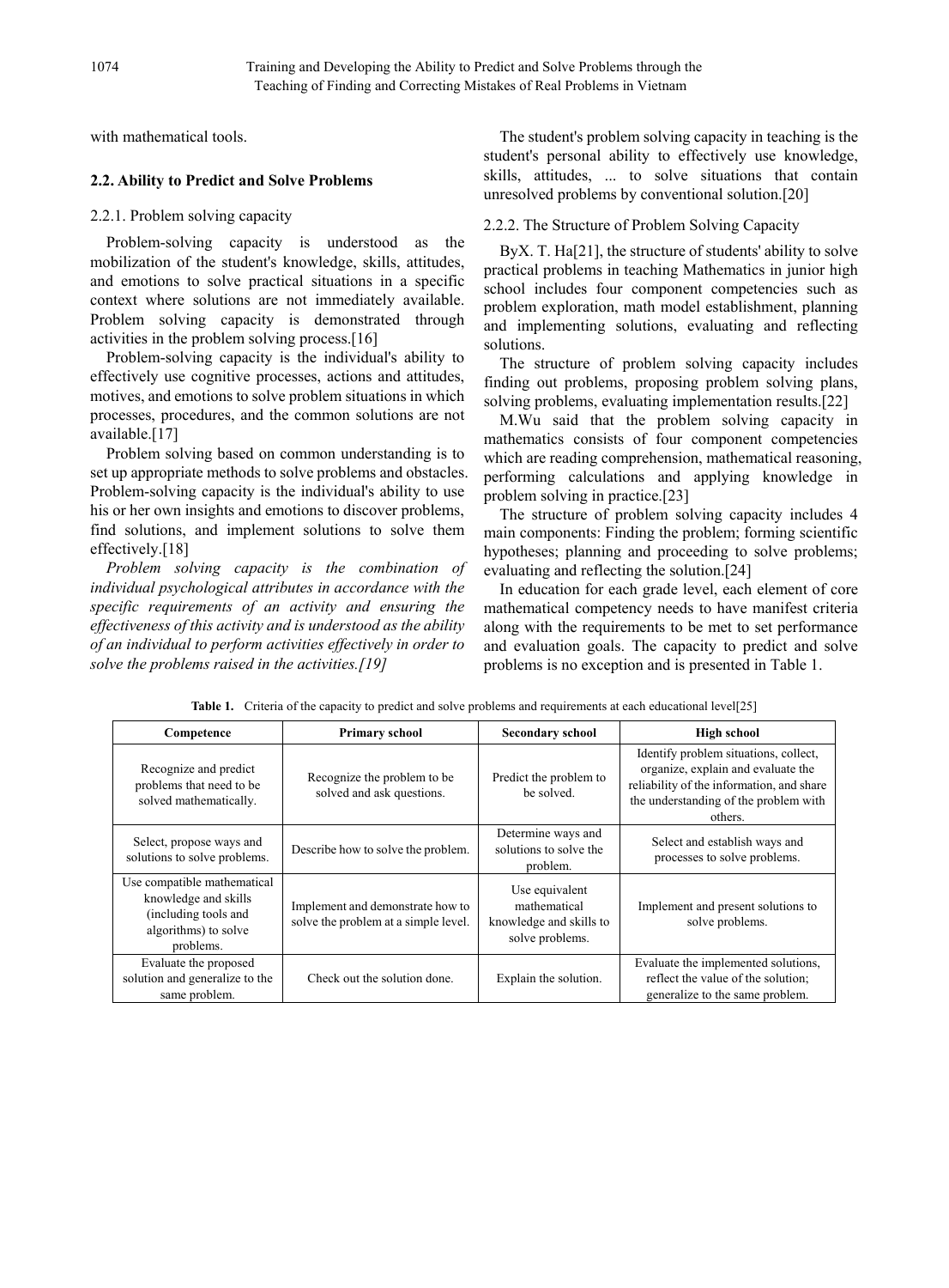with mathematical tools.

## 2.2. Ability to Predict and Solve Problems

### 2.2.1. Problem solving capacity

Problem-solving capacity is understood as the mobilization of the student's knowledge, skills, attitudes, and emotions to solve practical situations in a specific context where solutions are not immediately available. Problem solving capacity is demonstrated through activities in the problem solving process.[16]

Problem-solving capacity is the individual's ability to effectively use cognitive processes, actions and attitudes, motives, and emotions to solve problem situations in which processes, procedures, and the common solutions are not available.[17]

Problem solving based on common understanding is to set up appropriate methods to solve problems and obstacles. Problem-solving capacity is the individual's ability to use his or her own insights and emotions to discover problems, find solutions, and implement solutions to solve them effectively.[18]

*Problem solving capacity is the combination of individual psychological attributes in accordance with the specific requirements of an activity and ensuring the effectiveness of this activity and is understood as the ability of an individual to perform activities effectively in order to solve the problems raised in the activities.[19]*

The student's problem solving capacity in teaching is the student's personal ability to effectively use knowledge, skills, attitudes, ... to solve situations that contain unresolved problems by conventional solution.[20]

### 2.2.2. The Structure of Problem Solving Capacity

ByX. T. Ha[21], the structure of students' ability to solve practical problems in teaching Mathematics in junior high school includes four component competencies such as problem exploration, math model establishment, planning and implementing solutions, evaluating and reflecting solutions.

The structure of problem solving capacity includes finding out problems, proposing problem solving plans, solving problems, evaluating implementation results.[22]

M.Wu said that the problem solving capacity in mathematics consists of four component competencies which are reading comprehension, mathematical reasoning, performing calculations and applying knowledge in problem solving in practice.[23]

The structure of problem solving capacity includes 4 main components: Finding the problem; forming scientific hypotheses; planning and proceeding to solve problems; evaluating and reflecting the solution.[24]

In education for each grade level, each element of core mathematical competency needs to have manifest criteria along with the requirements to be met to set performance and evaluation goals. The capacity to predict and solve problems is no exception and is presented in Table 1.

**Table 1.** Criteria of the capacity to predict and solve problems and requirements at each educational level[25]

| Competence | Primary school | Secondary school | High school |
|---|---|---|---|
| Recognize and predict problems that need to be solved mathematically. | Recognize the problem to be solved and ask questions. | Predict the problem to be solved. | Identify problem situations, collect, organize, explain and evaluate the reliability of the information, and share the understanding of the problem with others. |
| Select, propose ways and solutions to solve problems. | Describe how to solve the problem. | Determine ways and solutions to solve the problem. | Select and establish ways and processes to solve problems. |
| Use compatible mathematical knowledge and skills (including tools and algorithms) to solve problems. | Implement and demonstrate how to solve the problem at a simple level. | Use equivalent mathematical knowledge and skills to solve problems. | Implement and present solutions to solve problems. |
| Evaluate the proposed solution and generalize to the same problem. | Check out the solution done. | Explain the solution. | Evaluate the implemented solutions, reflect the value of the solution; generalize to the same problem. |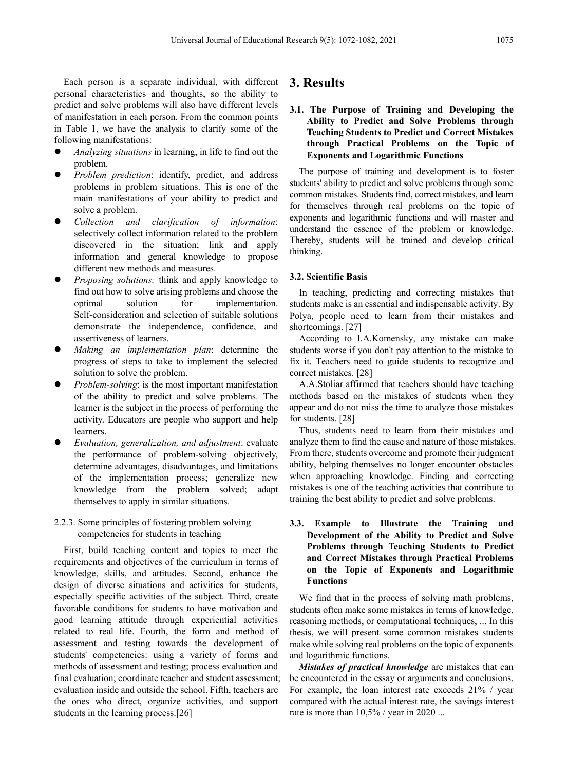Each person is a separate individual, with different personal characteristics and thoughts, so the ability to predict and solve problems will also have different levels of manifestation in each person. From the common points in Table 1, we have the analysis to clarify some of the following manifestations:

- *Analyzing situations* in learning, in life to find out the problem.
- *Problem prediction*: identify, predict, and address problems in problem situations. This is one of the main manifestations of your ability to predict and solve a problem.
- *Collection and clarification of information*: selectively collect information related to the problem discovered in the situation; link and apply information and general knowledge to propose different new methods and measures.
- *Proposing solutions:* think and apply knowledge to find out how to solve arising problems and choose the optimal solution for implementation. Self-consideration and selection of suitable solutions demonstrate the independence, confidence, and assertiveness of learners.
- *Making an implementation plan*: determine the progress of steps to take to implement the selected solution to solve the problem.
- *Problem-solving*: is the most important manifestation of the ability to predict and solve problems. The learner is the subject in the process of performing the activity. Educators are people who support and help learners.
- *Evaluation, generalization, and adjustment*: evaluate the performance of problem-solving objectively, determine advantages, disadvantages, and limitations of the implementation process; generalize new knowledge from the problem solved; adapt themselves to apply in similar situations.

2.2.3. Some principles of fostering problem solving competencies for students in teaching

First, build teaching content and topics to meet the requirements and objectives of the curriculum in terms of knowledge, skills, and attitudes. Second, enhance the design of diverse situations and activities for students, especially specific activities of the subject. Third, create favorable conditions for students to have motivation and good learning attitude through experiential activities related to real life. Fourth, the form and method of assessment and testing towards the development of students' competencies: using a variety of forms and methods of assessment and testing; process evaluation and final evaluation; coordinate teacher and student assessment; evaluation inside and outside the school. Fifth, teachers are the ones who direct, organize activities, and support students in the learning process.[26]

# 3. Results

### 3.1. The Purpose of Training and Developing the Ability to Predict and Solve Problems through Teaching Students to Predict and Correct Mistakes through Practical Problems on the Topic of Exponents and Logarithmic Functions

The purpose of training and development is to foster students' ability to predict and solve problems through some common mistakes. Students find, correct mistakes, and learn for themselves through real problems on the topic of exponents and logarithmic functions and will master and understand the essence of the problem or knowledge. Thereby, students will be trained and develop critical thinking.

### 3.2. Scientific Basis

In teaching, predicting and correcting mistakes that students make is an essential and indispensable activity. By Polya, people need to learn from their mistakes and shortcomings. [27]

According to I.A.Komensky, any mistake can make students worse if you don't pay attention to the mistake to fix it. Teachers need to guide students to recognize and correct mistakes. [28]

A.A.Stoliar affirmed that teachers should have teaching methods based on the mistakes of students when they appear and do not miss the time to analyze those mistakes for students. [28]

Thus, students need to learn from their mistakes and analyze them to find the cause and nature of those mistakes. From there, students overcome and promote their judgment ability, helping themselves no longer encounter obstacles when approaching knowledge. Finding and correcting mistakes is one of the teaching activities that contribute to training the best ability to predict and solve problems.

### 3.3. Example to Illustrate the Training and Development of the Ability to Predict and Solve Problems through Teaching Students to Predict and Correct Mistakes through Practical Problems on the Topic of Exponents and Logarithmic Functions

We find that in the process of solving math problems, students often make some mistakes in terms of knowledge, reasoning methods, or computational techniques, ... In this thesis, we will present some common mistakes students make while solving real problems on the topic of exponents and logarithmic functions.

***Mistakes of practical knowledge*** are mistakes that can be encountered in the essay or arguments and conclusions. For example, the loan interest rate exceeds 21% / year compared with the actual interest rate, the savings interest rate is more than 10,5% / year in 2020 ...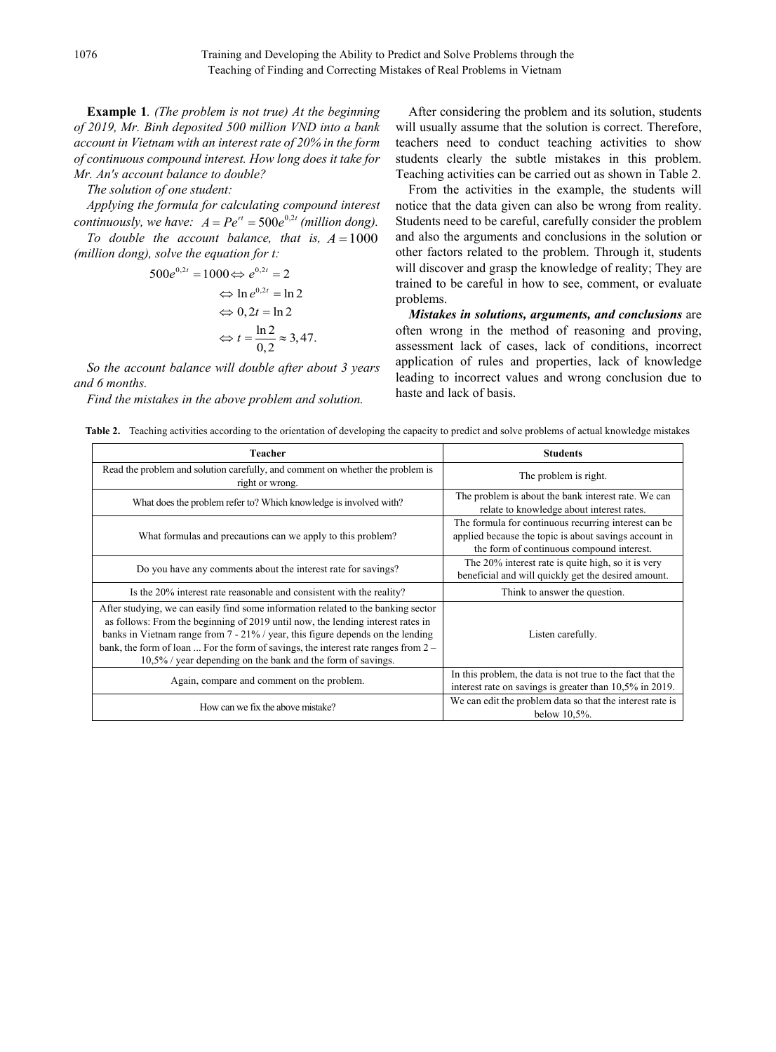**Example 1**. *(The problem is not true) At the beginning of 2019, Mr. Binh deposited 500 million VND into a bank account in Vietnam with an interest rate of 20% in the form of continuous compound interest. How long does it take for Mr. An's account balance to double?*

*The solution of one student:*

*Applying the formula for calculating compound interest continuously, we have:* $A = Pe^{rt} = 500e^{0,2t}$ *(million dong).*

*To double the account balance, that is,* $A = 1000$ *(million dong), solve the equation for t:*

$$500e^{0,2t} = 1000 \Leftrightarrow e^{0,2t} = 2$$
$$\Leftrightarrow \ln e^{0,2t} = \ln 2$$
$$\Leftrightarrow 0,2t = \ln 2$$
$$\Leftrightarrow t = \frac{\ln 2}{0,2} \approx 3,47.$$

*So the account balance will double after about 3 years and 6 months.*

*Find the mistakes in the above problem and solution.*

After considering the problem and its solution, students will usually assume that the solution is correct. Therefore, teachers need to conduct teaching activities to show students clearly the subtle mistakes in this problem. Teaching activities can be carried out as shown in Table 2.

From the activities in the example, the students will notice that the data given can also be wrong from reality. Students need to be careful, carefully consider the problem and also the arguments and conclusions in the solution or other factors related to the problem. Through it, students will discover and grasp the knowledge of reality; They are trained to be careful in how to see, comment, or evaluate problems.

***Mistakes in solutions, arguments, and conclusions*** are often wrong in the method of reasoning and proving, assessment lack of cases, lack of conditions, incorrect application of rules and properties, lack of knowledge leading to incorrect values and wrong conclusion due to haste and lack of basis.

**Table 2.** Teaching activities according to the orientation of developing the capacity to predict and solve problems of actual knowledge mistakes

| Teacher | Students |
| --- | --- |
| Read the problem and solution carefully, and comment on whether the problem is right or wrong. | The problem is right. |
| What does the problem refer to? Which knowledge is involved with? | The problem is about the bank interest rate. We can relate to knowledge about interest rates. |
| What formulas and precautions can we apply to this problem? | The formula for continuous recurring interest can be applied because the topic is about savings account in the form of continuous compound interest. |
| Do you have any comments about the interest rate for savings? | The 20% interest rate is quite high, so it is very beneficial and will quickly get the desired amount. |
| Is the 20% interest rate reasonable and consistent with the reality? | Think to answer the question. |
| After studying, we can easily find some information related to the banking sector as follows: From the beginning of 2019 until now, the lending interest rates in banks in Vietnam range from 7 - 21% / year, this figure depends on the lending bank, the form of loan ... For the form of savings, the interest rate ranges from 2 – 10,5% / year depending on the bank and the form of savings. | Listen carefully. |
| Again, compare and comment on the problem. | In this problem, the data is not true to the fact that the interest rate on savings is greater than 10,5% in 2019. |
| How can we fix the above mistake? | We can edit the problem data so that the interest rate is below 10,5%. |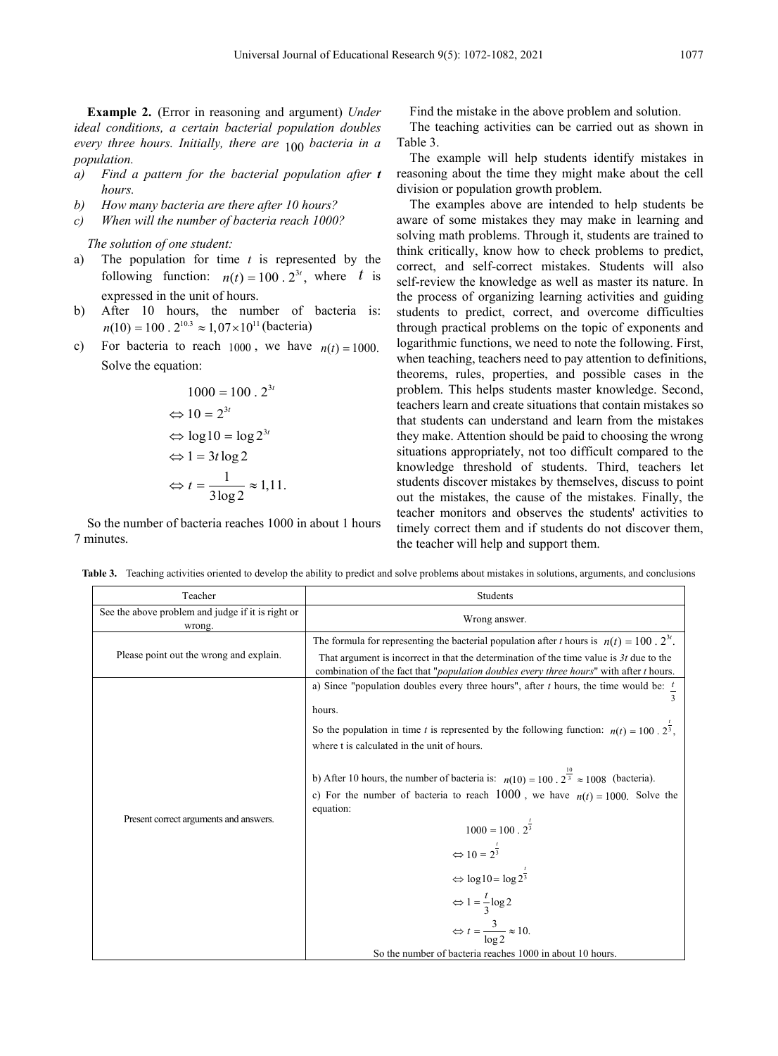**Example 2.** (Error in reasoning and argument) *Under ideal conditions, a certain bacterial population doubles every three hours. Initially, there are* $100$ *bacteria in a population.*

a) *Find a pattern for the bacterial population after* ***t*** *hours.*
b) *How many bacteria are there after 10 hours?*
c) *When will the number of bacteria reach 1000?*

*The solution of one student:*

a) The population for time $t$ is represented by the following function: $n(t) = 100 \,.\, 2^{3t}$, where $t$ is expressed in the unit of hours.
b) After 10 hours, the number of bacteria is: $n(10) = 100 \,.\, 2^{10.3} \approx 1{,}07 \times 10^{11}$ (bacteria)
c) For bacteria to reach $1000$, we have $n(t) = 1000.$ Solve the equation:

$$1000 = 100 \,.\, 2^{3t}$$
$$\Leftrightarrow 10 = 2^{3t}$$
$$\Leftrightarrow \log 10 = \log 2^{3t}$$
$$\Leftrightarrow 1 = 3t \log 2$$
$$\Leftrightarrow t = \frac{1}{3\log 2} \approx 1{,}11.$$

So the number of bacteria reaches 1000 in about 1 hours 7 minutes.

Find the mistake in the above problem and solution.

The teaching activities can be carried out as shown in Table 3.

The example will help students identify mistakes in reasoning about the time they might make about the cell division or population growth problem.

The examples above are intended to help students be aware of some mistakes they may make in learning and solving math problems. Through it, students are trained to think critically, know how to check problems to predict, correct, and self-correct mistakes. Students will also self-review the knowledge as well as master its nature. In the process of organizing learning activities and guiding students to predict, correct, and overcome difficulties through practical problems on the topic of exponents and logarithmic functions, we need to note the following. First, when teaching, teachers need to pay attention to definitions, theorems, rules, properties, and possible cases in the problem. This helps students master knowledge. Second, teachers learn and create situations that contain mistakes so that students can understand and learn from the mistakes they make. Attention should be paid to choosing the wrong situations appropriately, not too difficult compared to the knowledge threshold of students. Third, teachers let students discover mistakes by themselves, discuss to point out the mistakes, the cause of the mistakes. Finally, the teacher monitors and observes the students' activities to timely correct them and if students do not discover them, the teacher will help and support them.

**Table 3.** Teaching activities oriented to develop the ability to predict and solve problems about mistakes in solutions, arguments, and conclusions

| Teacher | Students |
|---|---|
| See the above problem and judge if it is right or wrong. | Wrong answer. |
| Please point out the wrong and explain. | The formula for representing the bacterial population after *t* hours is $n(t) = 100 \,.\, 2^{3t}$. That argument is incorrect in that the determination of the time value is *3t* due to the combination of the fact that "*population doubles every three hours*" with after *t* hours. |
| Present correct arguments and answers. | a) Since "population doubles every three hours", after *t* hours, the time would be: $\frac{t}{3}$ hours. So the population in time *t* is represented by the following function: $n(t) = 100 \,.\, 2^{\frac{t}{3}}$, where t is calculated in the unit of hours. b) After 10 hours, the number of bacteria is: $n(10) = 100 \,.\, 2^{\frac{10}{3}} \approx 1008$ (bacteria). c) For the number of bacteria to reach $1000$, we have $n(t) = 1000.$ Solve the equation: $1000 = 100 \,.\, 2^{\frac{t}{3}}$ $\Leftrightarrow 10 = 2^{\frac{t}{3}}$ $\Leftrightarrow \log 10 = \log 2^{\frac{t}{3}}$ $\Leftrightarrow 1 = \frac{t}{3}\log 2$ $\Leftrightarrow t = \frac{3}{\log 2} \approx 10.$ So the number of bacteria reaches 1000 in about 10 hours. |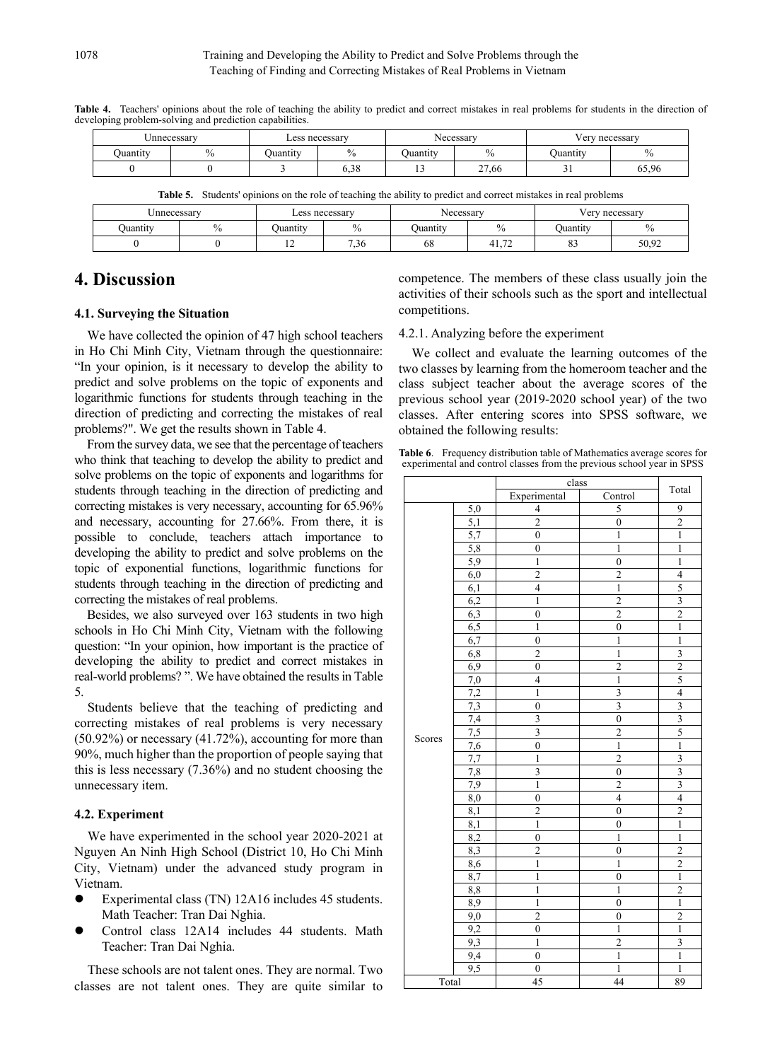**Table 4.** Teachers' opinions about the role of teaching the ability to predict and correct mistakes in real problems for students in the direction of developing problem-solving and prediction capabilities.

| Unnecessary | | Less necessary | | Necessary | | Very necessary | |
|---|---|---|---|---|---|---|---|
| Quantity | % | Quantity | % | Quantity | % | Quantity | % |
| 0 | 0 | 3 | 6,38 | 13 | 27,66 | 31 | 65,96 |

**Table 5.** Students' opinions on the role of teaching the ability to predict and correct mistakes in real problems

| Unnecessary | | Less necessary | | Necessary | | Very necessary | |
|---|---|---|---|---|---|---|---|
| Quantity | % | Quantity | % | Quantity | % | Quantity | % |
| 0 | 0 | 12 | 7,36 | 68 | 41,72 | 83 | 50,92 |

# 4. Discussion

### 4.1. Surveying the Situation

We have collected the opinion of 47 high school teachers in Ho Chi Minh City, Vietnam through the questionnaire: "In your opinion, is it necessary to develop the ability to predict and solve problems on the topic of exponents and logarithmic functions for students through teaching in the direction of predicting and correcting the mistakes of real problems?". We get the results shown in Table 4.

From the survey data, we see that the percentage of teachers who think that teaching to develop the ability to predict and solve problems on the topic of exponents and logarithms for students through teaching in the direction of predicting and correcting mistakes is very necessary, accounting for 65.96% and necessary, accounting for 27.66%. From there, it is possible to conclude, teachers attach importance to developing the ability to predict and solve problems on the topic of exponential functions, logarithmic functions for students through teaching in the direction of predicting and correcting the mistakes of real problems.

Besides, we also surveyed over 163 students in two high schools in Ho Chi Minh City, Vietnam with the following question: "In your opinion, how important is the practice of developing the ability to predict and correct mistakes in real-world problems? ". We have obtained the results in Table 5.

Students believe that the teaching of predicting and correcting mistakes of real problems is very necessary (50.92%) or necessary (41.72%), accounting for more than 90%, much higher than the proportion of people saying that this is less necessary (7.36%) and no student choosing the unnecessary item.

### 4.2. Experiment

We have experimented in the school year 2020-2021 at Nguyen An Ninh High School (District 10, Ho Chi Minh City, Vietnam) under the advanced study program in Vietnam.

- Experimental class (TN) 12A16 includes 45 students. Math Teacher: Tran Dai Nghia.
- Control class 12A14 includes 44 students. Math Teacher: Tran Dai Nghia.

These schools are not talent ones. They are normal. Two classes are not talent ones. They are quite similar to competence. The members of these class usually join the activities of their schools such as the sport and intellectual competitions.

4.2.1. Analyzing before the experiment

We collect and evaluate the learning outcomes of the two classes by learning from the homeroom teacher and the class subject teacher about the average scores of the previous school year (2019-2020 school year) of the two classes. After entering scores into SPSS software, we obtained the following results:

**Table 6**. Frequency distribution table of Mathematics average scores for experimental and control classes from the previous school year in SPSS

| | | class | | Total |
|---|---|---|---|---|
| | | Experimental | Control | |
| Scores | 5,0 | 4 | 5 | 9 |
| | 5,1 | 2 | 0 | 2 |
| | 5,7 | 0 | 1 | 1 |
| | 5,8 | 0 | 1 | 1 |
| | 5,9 | 1 | 0 | 1 |
| | 6,0 | 2 | 2 | 4 |
| | 6,1 | 4 | 1 | 5 |
| | 6,2 | 1 | 2 | 3 |
| | 6,3 | 0 | 2 | 2 |
| | 6,5 | 1 | 0 | 1 |
| | 6,7 | 0 | 1 | 1 |
| | 6,8 | 2 | 1 | 3 |
| | 6,9 | 0 | 2 | 2 |
| | 7,0 | 4 | 1 | 5 |
| | 7,2 | 1 | 3 | 4 |
| | 7,3 | 0 | 3 | 3 |
| | 7,4 | 3 | 0 | 3 |
| | 7,5 | 3 | 2 | 5 |
| | 7,6 | 0 | 1 | 1 |
| | 7,7 | 1 | 2 | 3 |
| | 7,8 | 3 | 0 | 3 |
| | 7,9 | 1 | 2 | 3 |
| | 8,0 | 0 | 4 | 4 |
| | 8,1 | 2 | 0 | 2 |
| | 8,1 | 1 | 0 | 1 |
| | 8,2 | 0 | 1 | 1 |
| | 8,3 | 2 | 0 | 2 |
| | 8,6 | 1 | 1 | 2 |
| | 8,7 | 1 | 0 | 1 |
| | 8,8 | 1 | 1 | 2 |
| | 8,9 | 1 | 0 | 1 |
| | 9,0 | 2 | 0 | 2 |
| | 9,2 | 0 | 1 | 1 |
| | 9,3 | 1 | 2 | 3 |
| | 9,4 | 0 | 1 | 1 |
| | 9,5 | 0 | 1 | 1 |
| Total | | 45 | 44 | 89 |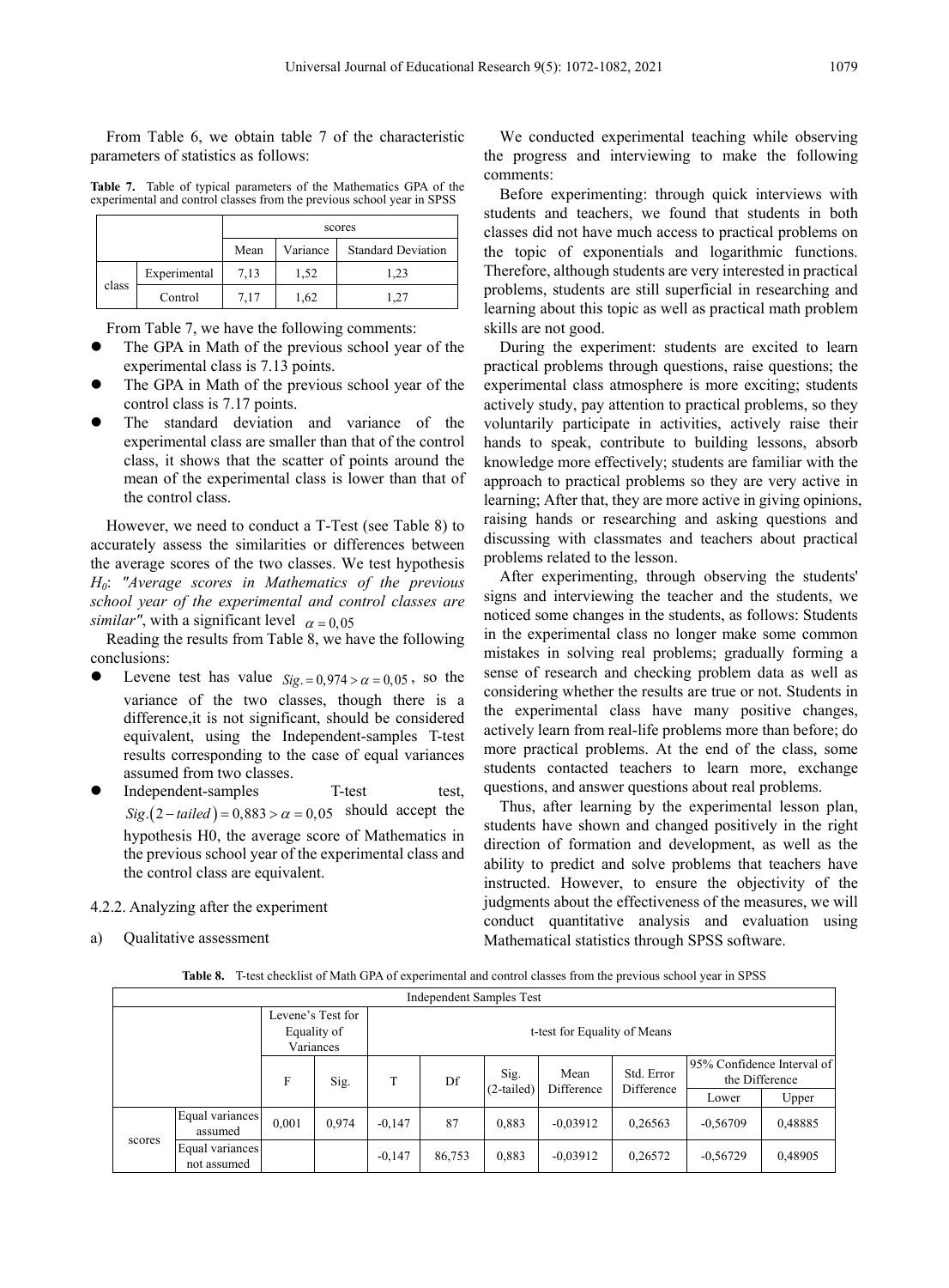From Table 6, we obtain table 7 of the characteristic parameters of statistics as follows:

**Table 7.** Table of typical parameters of the Mathematics GPA of the experimental and control classes from the previous school year in SPSS

| | | scores | | |
|---|---|---|---|---|
| | | Mean | Variance | Standard Deviation |
| class | Experimental | 7,13 | 1,52 | 1,23 |
| | Control | 7,17 | 1,62 | 1,27 |

From Table 7, we have the following comments:

- The GPA in Math of the previous school year of the experimental class is 7.13 points.
- The GPA in Math of the previous school year of the control class is 7.17 points.
- The standard deviation and variance of the experimental class are smaller than that of the control class, it shows that the scatter of points around the mean of the experimental class is lower than that of the control class.

However, we need to conduct a T-Test (see Table 8) to accurately assess the similarities or differences between the average scores of the two classes. We test hypothesis $H_0$: *"Average scores in Mathematics of the previous school year of the experimental and control classes are similar"*, with a significant level $\alpha = 0,05$

Reading the results from Table 8, we have the following conclusions:

- Levene test has value $Sig. = 0,974 > \alpha = 0,05$, so the variance of the two classes, though there is a difference,it is not significant, should be considered equivalent, using the Independent-samples T-test results corresponding to the case of equal variances assumed from two classes.
- Independent-samples T-test test, $Sig.(2-tailed) = 0,883 > \alpha = 0,05$ should accept the hypothesis H0, the average score of Mathematics in the previous school year of the experimental class and the control class are equivalent.

4.2.2. Analyzing after the experiment

a) Qualitative assessment

We conducted experimental teaching while observing the progress and interviewing to make the following comments:

Before experimenting: through quick interviews with students and teachers, we found that students in both classes did not have much access to practical problems on the topic of exponentials and logarithmic functions. Therefore, although students are very interested in practical problems, students are still superficial in researching and learning about this topic as well as practical math problem skills are not good.

During the experiment: students are excited to learn practical problems through questions, raise questions; the experimental class atmosphere is more exciting; students actively study, pay attention to practical problems, so they voluntarily participate in activities, actively raise their hands to speak, contribute to building lessons, absorb knowledge more effectively; students are familiar with the approach to practical problems so they are very active in learning; After that, they are more active in giving opinions, raising hands or researching and asking questions and discussing with classmates and teachers about practical problems related to the lesson.

After experimenting, through observing the students' signs and interviewing the teacher and the students, we noticed some changes in the students, as follows: Students in the experimental class no longer make some common mistakes in solving real problems; gradually forming a sense of research and checking problem data as well as considering whether the results are true or not. Students in the experimental class have many positive changes, actively learn from real-life problems more than before; do more practical problems. At the end of the class, some students contacted teachers to learn more, exchange questions, and answer questions about real problems.

Thus, after learning by the experimental lesson plan, students have shown and changed positively in the right direction of formation and development, as well as the ability to predict and solve problems that teachers have instructed. However, to ensure the objectivity of the judgments about the effectiveness of the measures, we will conduct quantitative analysis and evaluation using Mathematical statistics through SPSS software.

**Table 8.** T-test checklist of Math GPA of experimental and control classes from the previous school year in SPSS

| Independent Samples Test | | | | | | | | | | |
|---|---|---|---|---|---|---|---|---|---|---|
| | | Levene's Test for Equality of Variances | | t-test for Equality of Means | | | | | | |
| | | F | Sig. | T | Df | Sig. (2-tailed) | Mean Difference | Std. Error Difference | 95% Confidence Interval of the Difference | |
| | | | | | | | | | Lower | Upper |
| scores | Equal variances assumed | 0,001 | 0,974 | -0,147 | 87 | 0,883 | -0,03912 | 0,26563 | -0,56709 | 0,48885 |
| | Equal variances not assumed | | | -0,147 | 86,753 | 0,883 | -0,03912 | 0,26572 | -0,56729 | 0,48905 |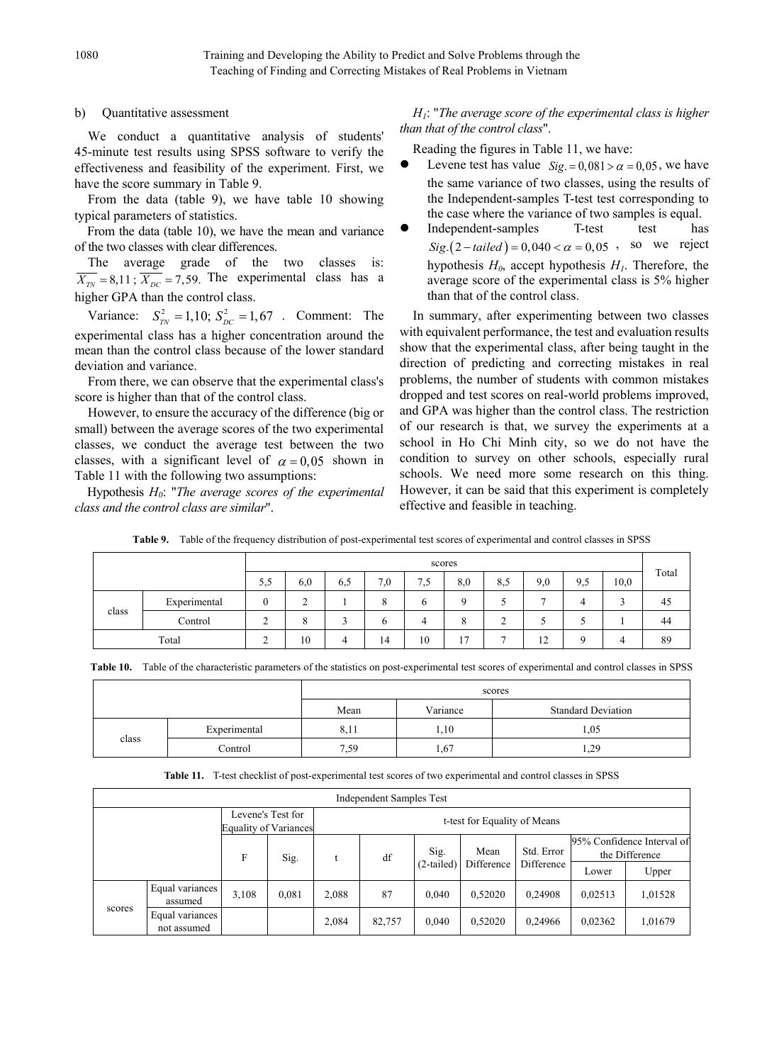b) Quantitative assessment

We conduct a quantitative analysis of students' 45-minute test results using SPSS software to verify the effectiveness and feasibility of the experiment. First, we have the score summary in Table 9.

From the data (table 9), we have table 10 showing typical parameters of statistics.

From the data (table 10), we have the mean and variance of the two classes with clear differences.

The average grade of the two classes is: $\overline{X_{TN}} = 8{,}11$ ; $\overline{X_{DC}} = 7{,}59$. The experimental class has a higher GPA than the control class.

Variance: $S_{TN}^2 = 1{,}10$; $S_{DC}^2 = 1{,}67$ . Comment: The experimental class has a higher concentration around the mean than the control class because of the lower standard deviation and variance.

From there, we can observe that the experimental class's score is higher than that of the control class.

However, to ensure the accuracy of the difference (big or small) between the average scores of the two experimental classes, we conduct the average test between the two classes, with a significant level of $\alpha = 0{,}05$ shown in Table 11 with the following two assumptions:

Hypothesis $H_0$: "*The average scores of the experimental class and the control class are similar*".

$H_1$: "*The average score of the experimental class is higher than that of the control class*".

Reading the figures in Table 11, we have:

- Levene test has value $Sig. = 0{,}081 > \alpha = 0{,}05$, we have the same variance of two classes, using the results of the Independent-samples T-test test corresponding to the case where the variance of two samples is equal.
- Independent-samples T-test test has $Sig.(2-tailed) = 0{,}040 < \alpha = 0{,}05$ , so we reject hypothesis $H_0$, accept hypothesis $H_1$. Therefore, the average score of the experimental class is 5% higher than that of the control class.

In summary, after experimenting between two classes with equivalent performance, the test and evaluation results show that the experimental class, after being taught in the direction of predicting and correcting mistakes in real problems, the number of students with common mistakes dropped and test scores on real-world problems improved, and GPA was higher than the control class. The restriction of our research is that, we survey the experiments at a school in Ho Chi Minh city, so we do not have the condition to survey on other schools, especially rural schools. We need more some research on this thing. However, it can be said that this experiment is completely effective and feasible in teaching.

**Table 9.** Table of the frequency distribution of post-experimental test scores of experimental and control classes in SPSS

| | | scores | | | | | | | | | | Total |
|---|---|---|---|---|---|---|---|---|---|---|---|---|
| | | 5,5 | 6,0 | 6,5 | 7,0 | 7,5 | 8,0 | 8,5 | 9,0 | 9,5 | 10,0 | |
| class | Experimental | 0 | 2 | 1 | 8 | 6 | 9 | 5 | 7 | 4 | 3 | 45 |
| | Control | 2 | 8 | 3 | 6 | 4 | 8 | 2 | 5 | 5 | 1 | 44 |
| Total | | 2 | 10 | 4 | 14 | 10 | 17 | 7 | 12 | 9 | 4 | 89 |

**Table 10.** Table of the characteristic parameters of the statistics on post-experimental test scores of experimental and control classes in SPSS

| | | scores | | |
|---|---|---|---|---|
| | | Mean | Variance | Standard Deviation |
| class | Experimental | 8,11 | 1,10 | 1,05 |
| | Control | 7,59 | 1,67 | 1,29 |

**Table 11.** T-test checklist of post-experimental test scores of two experimental and control classes in SPSS

| Independent Samples Test | | | | | | | | | | |
|---|---|---|---|---|---|---|---|---|---|---|
| | | Levene's Test for Equality of Variances | | t-test for Equality of Means | | | | | | |
| | | F | Sig. | t | df | Sig. (2-tailed) | Mean Difference | Std. Error Difference | 95% Confidence Interval of the Difference | |
| | | | | | | | | | Lower | Upper |
| scores | Equal variances assumed | 3,108 | 0,081 | 2,088 | 87 | 0,040 | 0,52020 | 0,24908 | 0,02513 | 1,01528 |
| | Equal variances not assumed | | | 2,084 | 82,757 | 0,040 | 0,52020 | 0,24966 | 0,02362 | 1,01679 |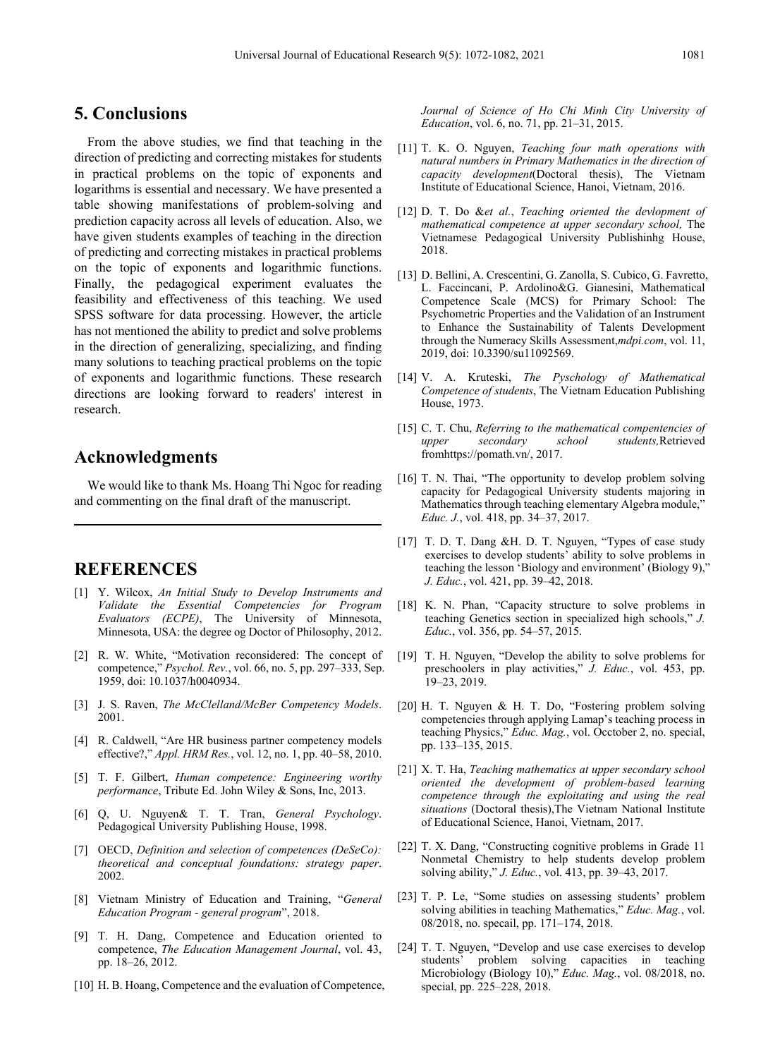## 5. Conclusions

From the above studies, we find that teaching in the direction of predicting and correcting mistakes for students in practical problems on the topic of exponents and logarithms is essential and necessary. We have presented a table showing manifestations of problem-solving and prediction capacity across all levels of education. Also, we have given students examples of teaching in the direction of predicting and correcting mistakes in practical problems on the topic of exponents and logarithmic functions. Finally, the pedagogical experiment evaluates the feasibility and effectiveness of this teaching. We used SPSS software for data processing. However, the article has not mentioned the ability to predict and solve problems in the direction of generalizing, specializing, and finding many solutions to teaching practical problems on the topic of exponents and logarithmic functions. These research directions are looking forward to readers' interest in research.

## Acknowledgments

We would like to thank Ms. Hoang Thi Ngoc for reading and commenting on the final draft of the manuscript.

## REFERENCES

[1] Y. Wilcox, *An Initial Study to Develop Instruments and Validate the Essential Competencies for Program Evaluators (ECPE)*, The University of Minnesota, Minnesota, USA: the degree og Doctor of Philosophy, 2012.

[2] R. W. White, "Motivation reconsidered: The concept of competence," *Psychol. Rev.*, vol. 66, no. 5, pp. 297–333, Sep. 1959, doi: 10.1037/h0040934.

[3] J. S. Raven, *The McClelland/McBer Competency Models*. 2001.

[4] R. Caldwell, "Are HR business partner competency models effective?," *Appl. HRM Res.*, vol. 12, no. 1, pp. 40–58, 2010.

[5] T. F. Gilbert, *Human competence: Engineering worthy performance*, Tribute Ed. John Wiley & Sons, Inc, 2013.

[6] Q, U. Nguyen& T. T. Tran, *General Psychology*. Pedagogical University Publishing House, 1998.

[7] OECD, *Definition and selection of competences (DeSeCo): theoretical and conceptual foundations: strategy paper*. 2002.

[8] Vietnam Ministry of Education and Training, "*General Education Program - general program*", 2018.

[9] T. H. Dang, Competence and Education oriented to competence, *The Education Management Journal*, vol. 43, pp. 18–26, 2012.

[10] H. B. Hoang, Competence and the evaluation of Competence, *Journal of Science of Ho Chi Minh City University of Education*, vol. 6, no. 71, pp. 21–31, 2015.

[11] T. K. O. Nguyen, *Teaching four math operations with natural numbers in Primary Mathematics in the direction of capacity development*(Doctoral thesis), The Vietnam Institute of Educational Science, Hanoi, Vietnam, 2016.

[12] D. T. Do &*et al.*, *Teaching oriented the devlopment of mathematical competence at upper secondary school,* The Vietnamese Pedagogical University Publishinhg House, 2018.

[13] D. Bellini, A. Crescentini, G. Zanolla, S. Cubico, G. Favretto, L. Faccincani, P. Ardolino&G. Gianesini, Mathematical Competence Scale (MCS) for Primary School: The Psychometric Properties and the Validation of an Instrument to Enhance the Sustainability of Talents Development through the Numeracy Skills Assessment,*mdpi.com*, vol. 11, 2019, doi: 10.3390/su11092569.

[14] V. A. Kruteski, *The Pyschology of Mathematical Competence of students*, The Vietnam Education Publishing House, 1973.

[15] C. T. Chu, *Referring to the mathematical compentencies of upper secondary school students,*Retrieved fromhttps://pomath.vn/, 2017.

[16] T. N. Thai, "The opportunity to develop problem solving capacity for Pedagogical University students majoring in Mathematics through teaching elementary Algebra module," *Educ. J.*, vol. 418, pp. 34–37, 2017.

[17] T. D. T. Dang &H. D. T. Nguyen, "Types of case study exercises to develop students' ability to solve problems in teaching the lesson 'Biology and environment' (Biology 9)," *J. Educ.*, vol. 421, pp. 39–42, 2018.

[18] K. N. Phan, "Capacity structure to solve problems in teaching Genetics section in specialized high schools," *J. Educ.*, vol. 356, pp. 54–57, 2015.

[19] T. H. Nguyen, "Develop the ability to solve problems for preschoolers in play activities," *J. Educ.*, vol. 453, pp. 19–23, 2019.

[20] H. T. Nguyen & H. T. Do, "Fostering problem solving competencies through applying Lamap's teaching process in teaching Physics," *Educ. Mag.*, vol. Occtober 2, no. special, pp. 133–135, 2015.

[21] X. T. Ha, *Teaching mathematics at upper secondary school oriented the development of problem-based learning competence through the exploitating and using the real situations* (Doctoral thesis),The Vietnam National Institute of Educational Science, Hanoi, Vietnam, 2017.

[22] T. X. Dang, "Constructing cognitive problems in Grade 11 Nonmetal Chemistry to help students develop problem solving ability," *J. Educ.*, vol. 413, pp. 39–43, 2017.

[23] T. P. Le, "Some studies on assessing students' problem solving abilities in teaching Mathematics," *Educ. Mag.*, vol. 08/2018, no. specail, pp. 171–174, 2018.

[24] T. T. Nguyen, "Develop and use case exercises to develop students' problem solving capacities in teaching Microbiology (Biology 10)," *Educ. Mag.*, vol. 08/2018, no. special, pp. 225–228, 2018.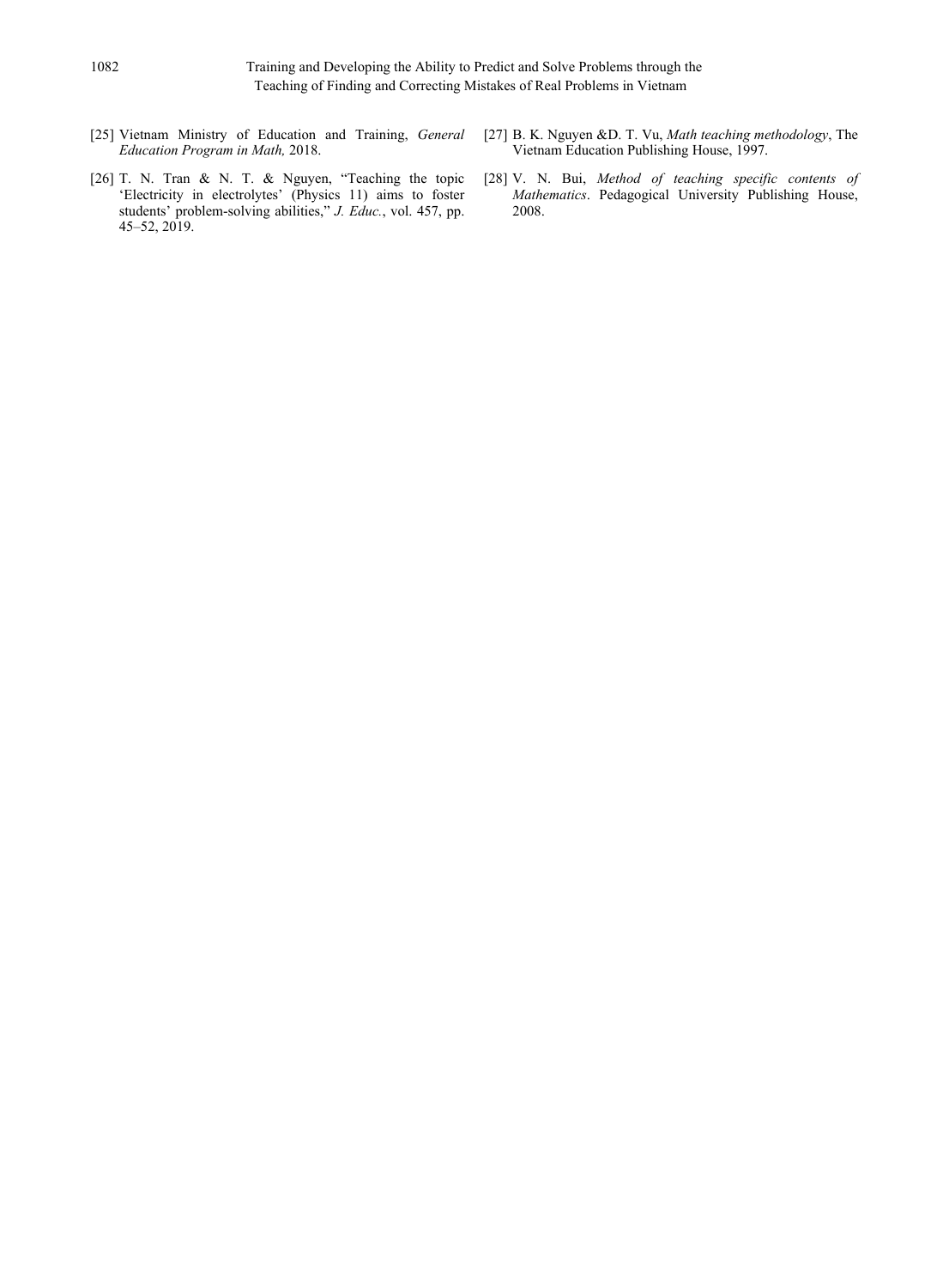[25] Vietnam Ministry of Education and Training, *General Education Program in Math,* 2018.

[26] T. N. Tran & N. T. & Nguyen, "Teaching the topic 'Electricity in electrolytes' (Physics 11) aims to foster students' problem-solving abilities," *J. Educ.*, vol. 457, pp. 45–52, 2019.

[27] B. K. Nguyen &D. T. Vu, *Math teaching methodology*, The Vietnam Education Publishing House, 1997.

[28] V. N. Bui, *Method of teaching specific contents of Mathematics*. Pedagogical University Publishing House, 2008.